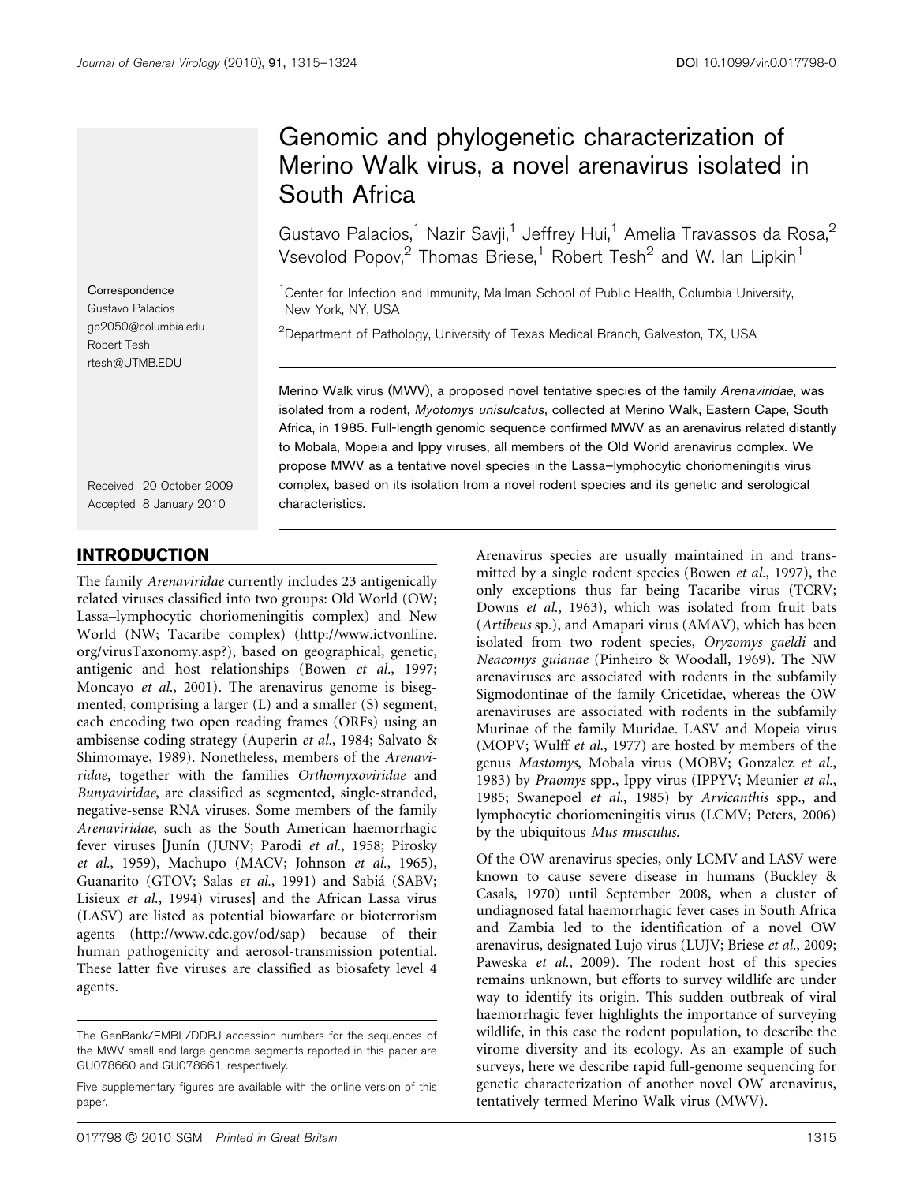# Genomic and phylogenetic characterization of Merino Walk virus, a novel arenavirus isolated in South Africa

Gustavo Palacios,[1] Nazir Savji,[1] Jeffrey Hui,[1] Amelia Travassos da Rosa,[2] Vsevolod Popov,[2] Thomas Briese,[1] Robert Tesh[2] and W. Ian Lipkin[1]

[1]Center for Infection and Immunity, Mailman School of Public Health, Columbia University, New York, NY, USA

[2]Department of Pathology, University of Texas Medical Branch, Galveston, TX, USA

Correspondence
Gustavo Palacios
gp2050@columbia.edu
Robert Tesh
rtesh@UTMB.EDU

Received 20 October 2009
Accepted 8 January 2010

Merino Walk virus (MWV), a proposed novel tentative species of the family *Arenaviridae*, was isolated from a rodent, *Myotomys unisulcatus*, collected at Merino Walk, Eastern Cape, South Africa, in 1985. Full-length genomic sequence confirmed MWV as an arenavirus related distantly to Mobala, Mopeia and Ippy viruses, all members of the Old World arenavirus complex. We propose MWV as a tentative novel species in the Lassa–lymphocytic choriomeningitis virus complex, based on its isolation from a novel rodent species and its genetic and serological characteristics.

## INTRODUCTION

The family *Arenaviridae* currently includes 23 antigenically related viruses classified into two groups: Old World (OW; Lassa–lymphocytic choriomeningitis complex) and New World (NW; Tacaribe complex) (http://www.ictvonline.org/virusTaxonomy.asp?), based on geographical, genetic, antigenic and host relationships (Bowen *et al.*, 1997; Moncayo *et al.*, 2001). The arenavirus genome is bisegmented, comprising a larger (L) and a smaller (S) segment, each encoding two open reading frames (ORFs) using an ambisense coding strategy (Auperin *et al.*, 1984; Salvato & Shimomaye, 1989). Nonetheless, members of the *Arenaviridae*, together with the families *Orthomyxoviridae* and *Bunyaviridae*, are classified as segmented, single-stranded, negative-sense RNA viruses. Some members of the family *Arenaviridae*, such as the South American haemorrhagic fever viruses [Junín (JUNV; Parodi *et al.*, 1958; Pirosky *et al.*, 1959), Machupo (MACV; Johnson *et al.*, 1965), Guanarito (GTOV; Salas *et al.*, 1991) and Sabiá (SABV; Lisieux *et al.*, 1994) viruses] and the African Lassa virus (LASV) are listed as potential biowarfare or bioterrorism agents (http://www.cdc.gov/od/sap) because of their human pathogenicity and aerosol-transmission potential. These latter five viruses are classified as biosafety level 4 agents.

Arenavirus species are usually maintained in and transmitted by a single rodent species (Bowen *et al.*, 1997), the only exceptions thus far being Tacaribe virus (TCRV; Downs *et al.*, 1963), which was isolated from fruit bats (*Artibeus* sp.), and Amapari virus (AMAV), which has been isolated from two rodent species, *Oryzomys gaeldi* and *Neacomys guianae* (Pinheiro & Woodall, 1969). The NW arenaviruses are associated with rodents in the subfamily Sigmodontinae of the family Cricetidae, whereas the OW arenaviruses are associated with rodents in the subfamily Murinae of the family Muridae. LASV and Mopeia virus (MOPV; Wulff *et al.*, 1977) are hosted by members of the genus *Mastomys*, Mobala virus (MOBV; Gonzalez *et al.*, 1983) by *Praomys* spp., Ippy virus (IPPYV; Meunier *et al.*, 1985; Swanepoel *et al.*, 1985) by *Arvicanthis* spp., and lymphocytic choriomeningitis virus (LCMV; Peters, 2006) by the ubiquitous *Mus musculus*.

Of the OW arenavirus species, only LCMV and LASV were known to cause severe disease in humans (Buckley & Casals, 1970) until September 2008, when a cluster of undiagnosed fatal haemorrhagic fever cases in South Africa and Zambia led to the identification of a novel OW arenavirus, designated Lujo virus (LUJV; Briese *et al.*, 2009; Paweska *et al.*, 2009). The rodent host of this species remains unknown, but efforts to survey wildlife are under way to identify its origin. This sudden outbreak of viral haemorrhagic fever highlights the importance of surveying wildlife, in this case the rodent population, to describe the virome diversity and its ecology. As an example of such surveys, here we describe rapid full-genome sequencing for genetic characterization of another novel OW arenavirus, tentatively termed Merino Walk virus (MWV).

The GenBank/EMBL/DDBJ accession numbers for the sequences of the MWV small and large genome segments reported in this paper are GU078660 and GU078661, respectively.

Five supplementary figures are available with the online version of this paper.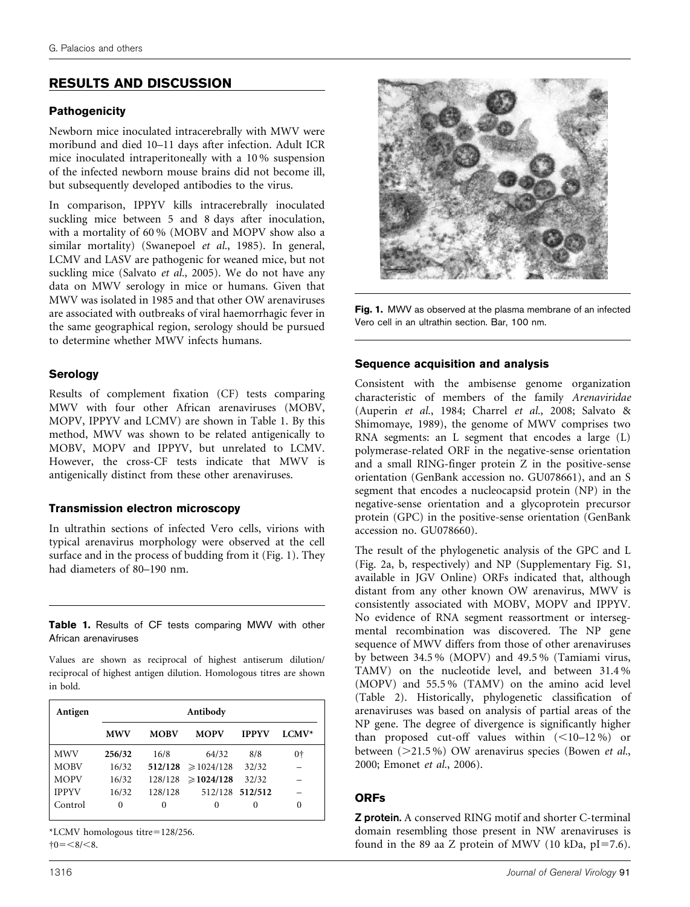## RESULTS AND DISCUSSION

### Pathogenicity

Newborn mice inoculated intracerebrally with MWV were moribund and died 10–11 days after infection. Adult ICR mice inoculated intraperitoneally with a 10 % suspension of the infected newborn mouse brains did not become ill, but subsequently developed antibodies to the virus.

In comparison, IPPYV kills intracerebrally inoculated suckling mice between 5 and 8 days after inoculation, with a mortality of 60 % (MOBV and MOPV show also a similar mortality) (Swanepoel *et al.*, 1985). In general, LCMV and LASV are pathogenic for weaned mice, but not suckling mice (Salvato *et al.*, 2005). We do not have any data on MWV serology in mice or humans. Given that MWV was isolated in 1985 and that other OW arenaviruses are associated with outbreaks of viral haemorrhagic fever in the same geographical region, serology should be pursued to determine whether MWV infects humans.

### Serology

Results of complement fixation (CF) tests comparing MWV with four other African arenaviruses (MOBV, MOPV, IPPYV and LCMV) are shown in Table 1. By this method, MWV was shown to be related antigenically to MOBV, MOPV and IPPYV, but unrelated to LCMV. However, the cross-CF tests indicate that MWV is antigenically distinct from these other arenaviruses.

### Transmission electron microscopy

In ultrathin sections of infected Vero cells, virions with typical arenavirus morphology were observed at the cell surface and in the process of budding from it (Fig. 1). They had diameters of 80–190 nm.

**Table 1.** Results of CF tests comparing MWV with other African arenaviruses

Values are shown as reciprocal of highest antiserum dilution/reciprocal of highest antigen dilution. Homologous titres are shown in bold.

| Antigen | Antibody | | | | |
|---|---|---|---|---|---|
| | MWV | MOBV | MOPV | IPPYV | LCMV* |
| MWV | **256/32** | 16/8 | 64/32 | 8/8 | 0† |
| MOBV | 16/32 | **512/128** | ≥1024/128 | 32/32 | – |
| MOPV | 16/32 | 128/128 | **≥1024/128** | 32/32 | – |
| IPPYV | 16/32 | 128/128 | 512/128 | **512/512** | – |
| Control | 0 | 0 | 0 | 0 | 0 |

*LCMV homologous titre=128/256.
†0=<8/<8.

**Fig. 1.** MWV as observed at the plasma membrane of an infected Vero cell in an ultrathin section. Bar, 100 nm.

### Sequence acquisition and analysis

Consistent with the ambisense genome organization characteristic of members of the family *Arenaviridae* (Auperin *et al.*, 1984; Charrel *et al.*, 2008; Salvato & Shimomaye, 1989), the genome of MWV comprises two RNA segments: an L segment that encodes a large (L) polymerase-related ORF in the negative-sense orientation and a small RING-finger protein Z in the positive-sense orientation (GenBank accession no. GU078661), and an S segment that encodes a nucleocapsid protein (NP) in the negative-sense orientation and a glycoprotein precursor protein (GPC) in the positive-sense orientation (GenBank accession no. GU078660).

The result of the phylogenetic analysis of the GPC and L (Fig. 2a, b, respectively) and NP (Supplementary Fig. S1, available in JGV Online) ORFs indicated that, although distant from any other known OW arenavirus, MWV is consistently associated with MOBV, MOPV and IPPYV. No evidence of RNA segment reassortment or intersegmental recombination was discovered. The NP gene sequence of MWV differs from those of other arenaviruses by between 34.5 % (MOPV) and 49.5 % (Tamiami virus, TAMV) on the nucleotide level, and between 31.4 % (MOPV) and 55.5 % (TAMV) on the amino acid level (Table 2). Historically, phylogenetic classification of arenaviruses was based on analysis of partial areas of the NP gene. The degree of divergence is significantly higher than proposed cut-off values within (<10–12 %) or between (>21.5 %) OW arenavirus species (Bowen *et al.*, 2000; Emonet *et al.*, 2006).

### ORFs

**Z protein.** A conserved RING motif and shorter C-terminal domain resembling those present in NW arenaviruses is found in the 89 aa Z protein of MWV (10 kDa, pI=7.6).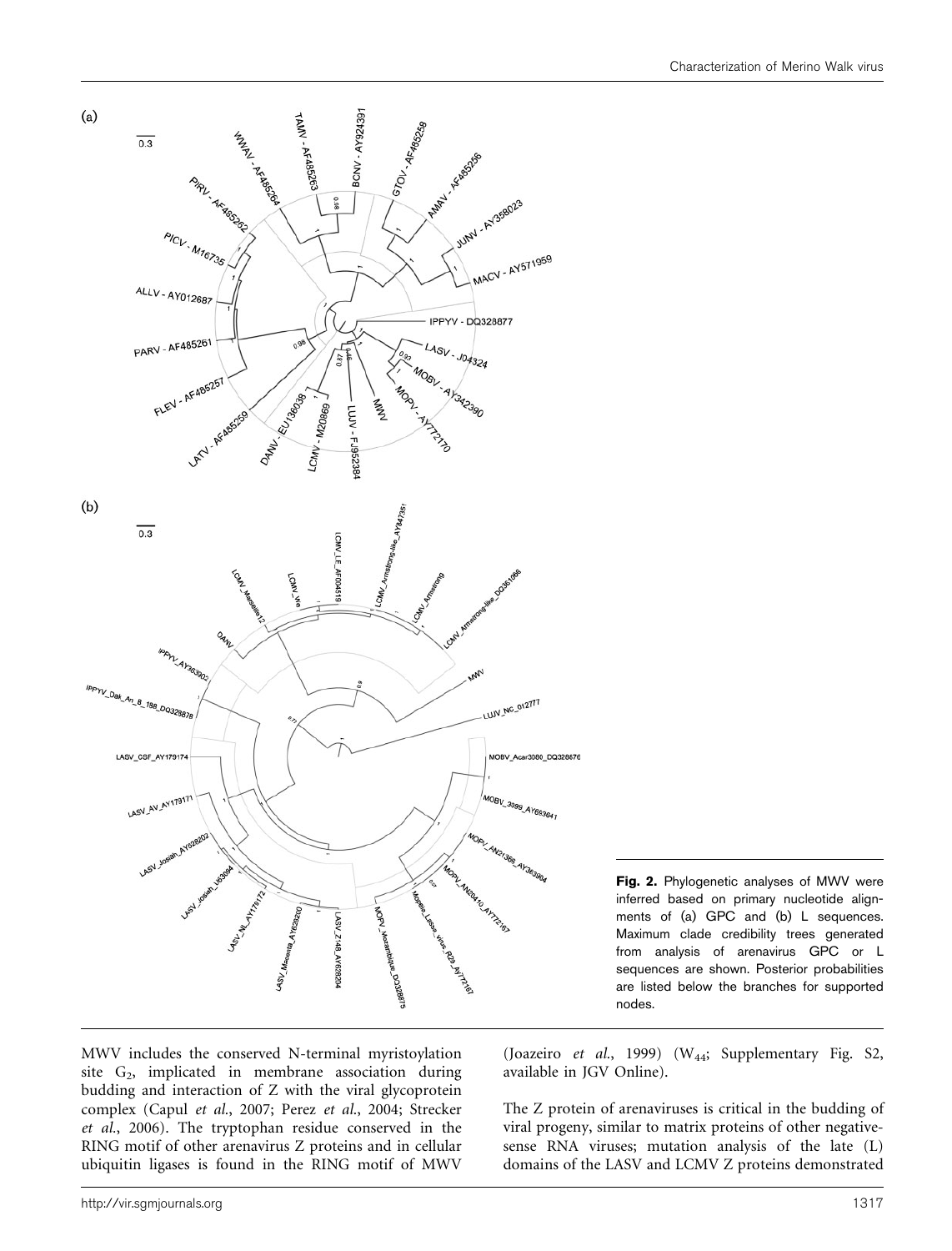**Fig. 2.** Phylogenetic analyses of MWV were inferred based on primary nucleotide alignments of (a) GPC and (b) L sequences. Maximum clade credibility trees generated from analysis of arenavirus GPC or L sequences are shown. Posterior probabilities are listed below the branches for supported nodes.

MWV includes the conserved N-terminal myristoylation site $G_2$, implicated in membrane association during budding and interaction of Z with the viral glycoprotein complex (Capul *et al.*, 2007; Perez *et al.*, 2004; Strecker *et al.*, 2006). The tryptophan residue conserved in the RING motif of other arenavirus Z proteins and in cellular ubiquitin ligases is found in the RING motif of MWV (Joazeiro *et al.*, 1999) ($W_{44}$; Supplementary Fig. S2, available in JGV Online).

The Z protein of arenaviruses is critical in the budding of viral progeny, similar to matrix proteins of other negative-sense RNA viruses; mutation analysis of the late (L) domains of the LASV and LCMV Z proteins demonstrated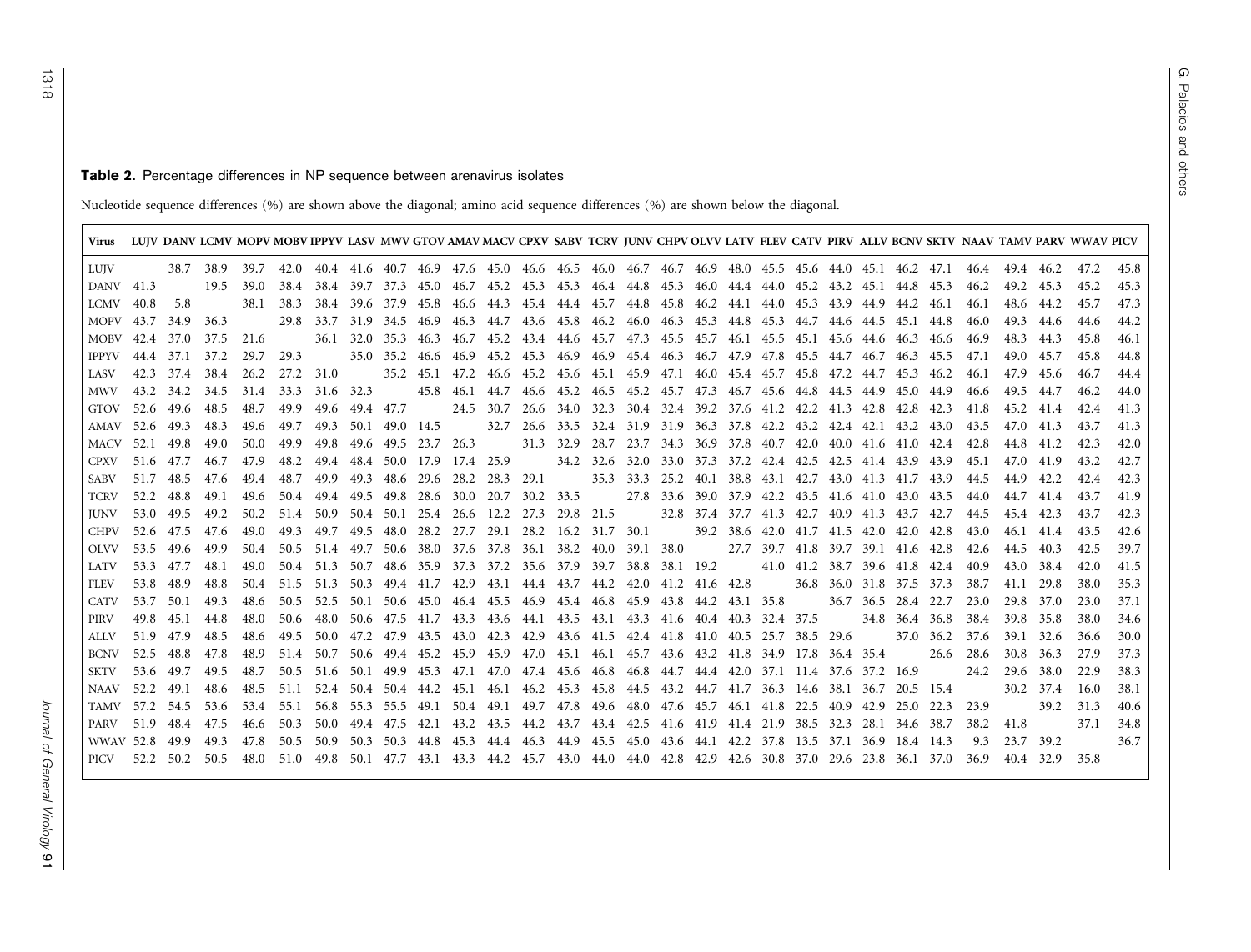**Table 2.** Percentage differences in NP sequence between arenavirus isolates

Nucleotide sequence differences (%) are shown above the diagonal; amino acid sequence differences (%) are shown below the diagonal.

| Virus | LUJV | DANV | LCMV | MOPV | MOBV | IPPYV | LASV | MWV | GTOV | AMAV | MACV | CPXV | SABV | TCRV | JUNV | CHPV | OLVV | LATV | FLEV | CATV | PIRV | ALLV | BCNV | SKTV | NAAV | TAMV | PARV | WWAV | PICV |
|---|---|---|---|---|---|---|---|---|---|---|---|---|---|---|---|---|---|---|---|---|---|---|---|---|---|---|---|---|---|
| LUJV | | 38.7 | 38.9 | 39.7 | 42.0 | 40.4 | 41.6 | 40.7 | 46.9 | 47.6 | 45.0 | 46.6 | 46.5 | 46.0 | 46.7 | 46.7 | 46.9 | 48.0 | 45.5 | 45.6 | 44.0 | 45.1 | 46.2 | 47.1 | 46.4 | 49.4 | 46.2 | 47.2 | 45.8 |
| DANV | 41.3 | | 19.5 | 39.0 | 38.4 | 38.4 | 39.7 | 37.3 | 45.0 | 46.7 | 45.2 | 45.3 | 45.3 | 46.4 | 44.8 | 45.3 | 46.0 | 44.4 | 44.0 | 45.2 | 43.2 | 45.1 | 44.8 | 45.3 | 46.2 | 49.2 | 45.3 | 45.2 | 45.3 |
| LCMV | 40.8 | 5.8 | | 38.1 | 38.3 | 38.4 | 39.6 | 37.9 | 45.8 | 46.6 | 44.3 | 45.4 | 44.4 | 45.7 | 44.8 | 45.8 | 46.2 | 44.1 | 44.0 | 45.3 | 43.9 | 44.9 | 44.2 | 46.1 | 46.1 | 48.6 | 44.2 | 45.7 | 47.3 |
| MOPV | 43.7 | 34.9 | 36.3 | | 29.8 | 33.7 | 31.9 | 34.5 | 46.9 | 46.3 | 44.7 | 43.6 | 45.8 | 46.2 | 46.0 | 46.3 | 45.3 | 44.8 | 45.3 | 44.7 | 44.6 | 44.5 | 45.1 | 44.8 | 46.0 | 49.3 | 44.6 | 44.6 | 44.2 |
| MOBV | 42.4 | 37.0 | 37.5 | 21.6 | | 36.1 | 32.0 | 35.3 | 46.3 | 46.7 | 45.2 | 43.4 | 44.6 | 45.7 | 47.3 | 45.5 | 45.7 | 46.1 | 45.5 | 45.1 | 45.6 | 44.6 | 46.3 | 46.6 | 46.9 | 48.3 | 44.3 | 45.8 | 46.1 |
| IPPYV | 44.4 | 37.1 | 37.2 | 29.7 | 29.3 | | 35.0 | 35.2 | 46.6 | 46.9 | 45.2 | 45.3 | 46.9 | 46.9 | 45.4 | 46.3 | 46.7 | 47.9 | 47.8 | 45.5 | 44.7 | 46.7 | 46.3 | 45.5 | 47.1 | 49.0 | 45.7 | 45.8 | 44.8 |
| LASV | 42.3 | 37.4 | 38.4 | 26.2 | 27.2 | 31.0 | | 35.2 | 45.1 | 47.2 | 46.6 | 45.2 | 45.6 | 45.1 | 45.9 | 47.1 | 46.0 | 45.4 | 45.7 | 45.8 | 47.2 | 44.7 | 45.3 | 46.2 | 46.1 | 47.9 | 45.6 | 46.7 | 44.4 |
| MWV | 43.2 | 34.2 | 34.5 | 31.4 | 33.3 | 31.6 | 32.3 | | 45.8 | 46.1 | 44.7 | 46.6 | 45.2 | 46.5 | 45.2 | 45.7 | 47.3 | 46.7 | 45.6 | 44.8 | 44.5 | 44.9 | 45.0 | 44.9 | 46.6 | 49.5 | 44.7 | 46.2 | 44.0 |
| GTOV | 52.6 | 49.6 | 48.5 | 48.7 | 49.9 | 49.6 | 49.4 | 47.7 | | 24.5 | 30.7 | 26.6 | 34.0 | 32.3 | 30.4 | 32.4 | 39.2 | 37.6 | 41.2 | 42.2 | 41.3 | 42.8 | 42.8 | 42.3 | 41.8 | 45.2 | 41.4 | 42.4 | 41.3 |
| AMAV | 52.6 | 49.3 | 48.3 | 49.6 | 49.7 | 49.3 | 50.1 | 49.0 | 14.5 | | 32.7 | 26.6 | 33.5 | 32.4 | 31.9 | 31.9 | 36.3 | 37.8 | 42.2 | 43.2 | 42.4 | 42.1 | 43.2 | 43.0 | 43.5 | 47.0 | 41.3 | 43.7 | 41.3 |
| MACV | 52.1 | 49.8 | 49.0 | 50.0 | 49.9 | 49.8 | 49.6 | 49.5 | 23.7 | 26.3 | | 31.3 | 32.9 | 28.7 | 23.7 | 34.3 | 36.9 | 37.8 | 40.7 | 42.0 | 40.0 | 41.6 | 41.0 | 42.4 | 42.8 | 44.8 | 41.2 | 42.3 | 42.0 |
| CPXV | 51.6 | 47.7 | 46.7 | 47.9 | 48.2 | 49.4 | 48.4 | 50.0 | 17.9 | 17.4 | 25.9 | | 34.2 | 32.6 | 32.0 | 33.0 | 37.3 | 37.2 | 42.4 | 42.5 | 42.5 | 41.4 | 43.9 | 43.9 | 45.1 | 47.0 | 41.9 | 43.2 | 42.7 |
| SABV | 51.7 | 48.5 | 47.6 | 49.4 | 48.7 | 49.9 | 49.3 | 48.6 | 29.6 | 28.2 | 28.3 | 29.1 | | 35.3 | 33.3 | 25.2 | 40.1 | 38.8 | 43.1 | 42.7 | 43.0 | 41.3 | 41.7 | 43.9 | 44.5 | 44.9 | 42.2 | 42.4 | 42.3 |
| TCRV | 52.2 | 48.8 | 49.1 | 49.6 | 50.4 | 49.4 | 49.5 | 49.8 | 28.6 | 30.0 | 20.7 | 30.2 | 33.5 | | 27.8 | 33.6 | 39.0 | 37.9 | 42.2 | 43.5 | 41.6 | 41.0 | 43.0 | 43.5 | 44.0 | 44.7 | 41.4 | 43.7 | 41.9 |
| JUNV | 53.0 | 49.5 | 49.2 | 50.2 | 51.4 | 50.9 | 50.4 | 50.1 | 25.4 | 26.6 | 12.2 | 27.3 | 29.8 | 21.5 | | 32.8 | 37.4 | 37.7 | 41.3 | 42.7 | 40.9 | 41.3 | 43.7 | 42.7 | 44.5 | 45.4 | 42.3 | 43.7 | 42.3 |
| CHPV | 52.6 | 47.5 | 47.6 | 49.0 | 49.3 | 49.7 | 49.5 | 48.0 | 28.2 | 27.7 | 29.1 | 28.2 | 16.2 | 31.7 | 30.1 | | 39.2 | 38.6 | 42.0 | 41.7 | 41.5 | 42.0 | 42.0 | 42.8 | 43.0 | 46.1 | 41.4 | 43.5 | 42.6 |
| OLVV | 53.5 | 49.6 | 49.9 | 50.4 | 50.5 | 51.4 | 49.7 | 50.6 | 38.0 | 37.6 | 37.8 | 36.1 | 38.2 | 40.0 | 39.1 | 38.0 | | 27.7 | 39.7 | 41.8 | 39.7 | 39.1 | 41.6 | 42.8 | 42.6 | 44.5 | 40.3 | 42.5 | 39.7 |
| LATV | 53.3 | 47.7 | 48.1 | 49.0 | 50.4 | 51.3 | 50.7 | 48.6 | 35.9 | 37.3 | 37.2 | 35.6 | 37.9 | 39.7 | 38.8 | 38.1 | 19.2 | | 41.0 | 41.2 | 38.7 | 39.6 | 41.8 | 42.4 | 40.9 | 43.0 | 38.4 | 42.0 | 41.5 |
| FLEV | 53.8 | 48.9 | 48.8 | 50.4 | 51.5 | 51.3 | 50.3 | 49.4 | 41.7 | 42.9 | 43.1 | 44.4 | 43.7 | 44.2 | 42.0 | 41.2 | 41.6 | 42.8 | | 36.8 | 36.0 | 31.8 | 37.5 | 37.3 | 38.7 | 41.1 | 29.8 | 38.0 | 35.3 |
| CATV | 53.7 | 50.1 | 49.3 | 48.6 | 50.5 | 52.5 | 50.1 | 50.6 | 45.0 | 46.4 | 45.5 | 46.9 | 45.4 | 46.8 | 45.9 | 43.8 | 44.2 | 43.1 | 35.8 | | 36.7 | 36.5 | 28.4 | 22.7 | 23.0 | 29.8 | 37.0 | 23.0 | 37.1 |
| PIRV | 49.8 | 45.1 | 44.8 | 48.0 | 50.6 | 48.0 | 50.6 | 47.5 | 41.7 | 43.3 | 43.6 | 44.1 | 43.5 | 43.1 | 43.3 | 41.6 | 40.4 | 40.3 | 32.4 | 37.5 | | 34.8 | 36.4 | 36.8 | 38.4 | 39.8 | 35.8 | 38.0 | 34.6 |
| ALLV | 51.9 | 47.9 | 48.5 | 48.6 | 49.5 | 50.0 | 47.2 | 47.9 | 43.5 | 43.0 | 42.3 | 42.9 | 43.6 | 41.5 | 42.4 | 41.8 | 41.0 | 40.5 | 25.7 | 38.5 | 29.6 | | 37.0 | 36.2 | 37.6 | 39.1 | 32.6 | 36.6 | 30.0 |
| BCNV | 52.5 | 48.8 | 47.8 | 48.9 | 51.4 | 50.7 | 50.6 | 49.4 | 45.2 | 45.9 | 45.9 | 47.0 | 45.1 | 46.1 | 45.7 | 43.6 | 43.2 | 41.8 | 34.9 | 17.8 | 36.4 | 35.4 | | 26.6 | 28.6 | 30.8 | 36.3 | 27.9 | 37.3 |
| SKTV | 53.6 | 49.7 | 49.5 | 48.7 | 50.5 | 51.6 | 50.1 | 49.9 | 45.3 | 47.1 | 47.0 | 47.4 | 45.6 | 46.8 | 46.8 | 44.7 | 44.4 | 42.0 | 37.1 | 11.4 | 37.6 | 37.2 | 16.9 | | 24.2 | 29.6 | 38.0 | 22.9 | 38.3 |
| NAAV | 52.2 | 49.1 | 48.6 | 48.5 | 51.1 | 52.4 | 50.4 | 50.4 | 44.2 | 45.1 | 46.1 | 46.2 | 45.3 | 45.8 | 44.5 | 43.2 | 44.7 | 41.7 | 36.3 | 14.6 | 38.1 | 36.7 | 20.5 | 15.4 | | 30.2 | 37.4 | 16.0 | 38.1 |
| TAMV | 57.2 | 54.5 | 53.6 | 53.4 | 55.1 | 56.8 | 55.3 | 55.5 | 49.1 | 50.4 | 49.1 | 49.7 | 47.8 | 49.6 | 48.0 | 47.6 | 45.7 | 46.1 | 41.8 | 22.5 | 40.9 | 42.9 | 25.0 | 22.3 | 23.9 | | 39.2 | 31.3 | 40.6 |
| PARV | 51.9 | 48.4 | 47.5 | 46.6 | 50.3 | 50.0 | 49.4 | 47.5 | 42.1 | 43.2 | 43.5 | 44.2 | 43.7 | 43.4 | 42.5 | 41.6 | 41.9 | 41.4 | 21.9 | 38.5 | 32.3 | 28.1 | 34.6 | 38.7 | 38.2 | 41.8 | | 37.1 | 34.8 |
| WWAV | 52.8 | 49.9 | 49.3 | 47.8 | 50.5 | 50.9 | 50.3 | 50.3 | 44.8 | 45.3 | 44.4 | 46.3 | 44.9 | 45.5 | 45.0 | 43.6 | 44.1 | 42.2 | 37.8 | 13.5 | 37.1 | 36.9 | 18.4 | 14.3 | 9.3 | 23.7 | 39.2 | | 36.7 |
| PICV | 52.2 | 50.2 | 50.5 | 48.0 | 51.0 | 49.8 | 50.1 | 47.7 | 43.1 | 43.3 | 44.2 | 45.7 | 43.0 | 44.0 | 44.0 | 42.8 | 42.9 | 42.6 | 30.8 | 37.0 | 29.6 | 23.8 | 36.1 | 37.0 | 36.9 | 40.4 | 32.9 | 35.8 | |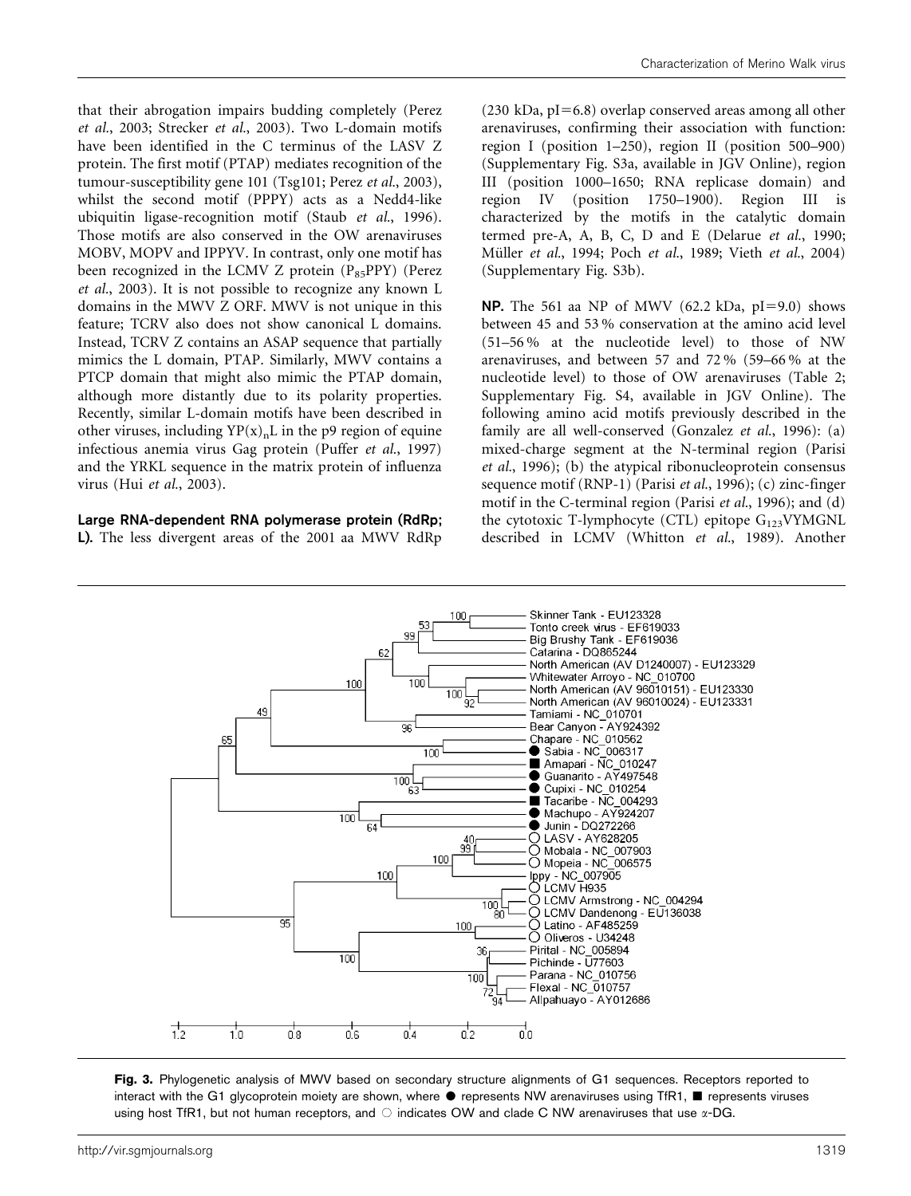that their abrogation impairs budding completely (Perez *et al.*, 2003; Strecker *et al.*, 2003). Two L-domain motifs have been identified in the C terminus of the LASV Z protein. The first motif (PTAP) mediates recognition of the tumour-susceptibility gene 101 (Tsg101; Perez *et al.*, 2003), whilst the second motif (PPPY) acts as a Nedd4-like ubiquitin ligase-recognition motif (Staub *et al.*, 1996). Those motifs are also conserved in the OW arenaviruses MOBV, MOPV and IPPYV. In contrast, only one motif has been recognized in the LCMV Z protein ($P_{85}$PPY) (Perez *et al.*, 2003). It is not possible to recognize any known L domains in the MWV Z ORF. MWV is not unique in this feature; TCRV also does not show canonical L domains. Instead, TCRV Z contains an ASAP sequence that partially mimics the L domain, PTAP. Similarly, MWV contains a PTCP domain that might also mimic the PTAP domain, although more distantly due to its polarity properties. Recently, similar L-domain motifs have been described in other viruses, including $YP(x)_nL$ in the p9 region of equine infectious anemia virus Gag protein (Puffer *et al.*, 1997) and the YRKL sequence in the matrix protein of influenza virus (Hui *et al.*, 2003).

**Large RNA-dependent RNA polymerase protein (RdRp; L).** The less divergent areas of the 2001 aa MWV RdRp (230 kDa, pI=6.8) overlap conserved areas among all other arenaviruses, confirming their association with function: region I (position 1–250), region II (position 500–900) (Supplementary Fig. S3a, available in JGV Online), region III (position 1000–1650; RNA replicase domain) and region IV (position 1750–1900). Region III is characterized by the motifs in the catalytic domain termed pre-A, A, B, C, D and E (Delarue *et al.*, 1990; Müller *et al.*, 1994; Poch *et al.*, 1989; Vieth *et al.*, 2004) (Supplementary Fig. S3b).

**NP.** The 561 aa NP of MWV (62.2 kDa, pI=9.0) shows between 45 and 53 % conservation at the amino acid level (51–56 % at the nucleotide level) to those of NW arenaviruses, and between 57 and 72 % (59–66 % at the nucleotide level) to those of OW arenaviruses (Table 2; Supplementary Fig. S4, available in JGV Online). The following amino acid motifs previously described in the family are all well-conserved (Gonzalez *et al.*, 1996): (a) mixed-charge segment at the N-terminal region (Parisi *et al.*, 1996); (b) the atypical ribonucleoprotein consensus sequence motif (RNP-1) (Parisi *et al.*, 1996); (c) zinc-finger motif in the C-terminal region (Parisi *et al.*, 1996); and (d) the cytotoxic T-lymphocyte (CTL) epitope $G_{123}$VYMGNL described in LCMV (Whitton *et al.*, 1989). Another

**Fig. 3.** Phylogenetic analysis of MWV based on secondary structure alignments of G1 sequences. Receptors reported to interact with the G1 glycoprotein moiety are shown, where ● represents NW arenaviruses using TfR1, ■ represents viruses using host TfR1, but not human receptors, and ○ indicates OW and clade C NW arenaviruses that use α-DG.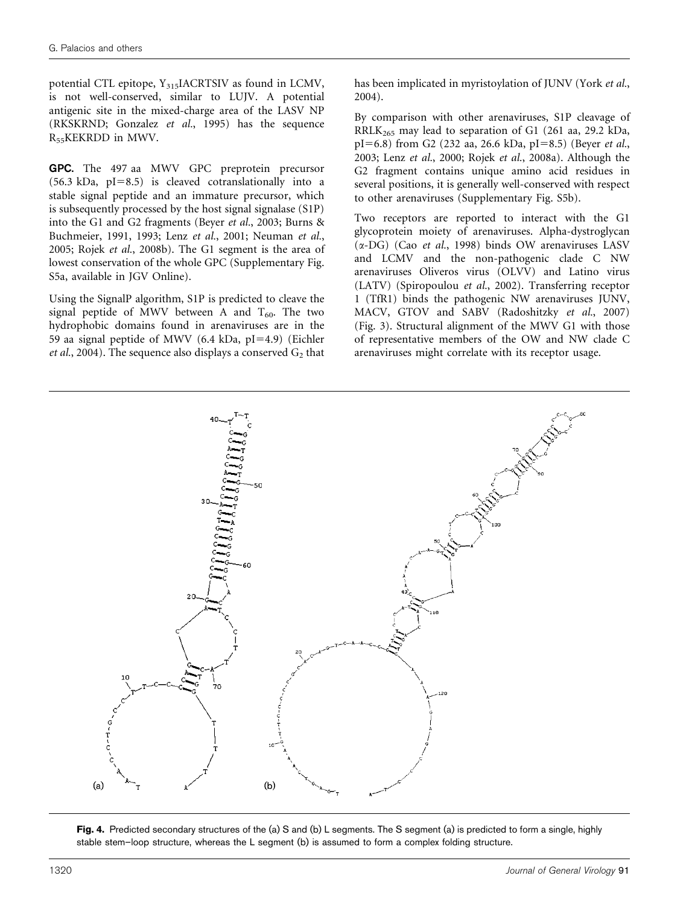potential CTL epitope, $Y_{315}$IACRTSIV as found in LCMV, is not well-conserved, similar to LUJV. A potential antigenic site in the mixed-charge area of the LASV NP (RKSKRND; Gonzalez *et al.*, 1995) has the sequence $R_{55}$KEKRDD in MWV.

**GPC.** The 497 aa MWV GPC preprotein precursor (56.3 kDa, pI=8.5) is cleaved cotranslationally into a stable signal peptide and an immature precursor, which is subsequently processed by the host signal signalase (S1P) into the G1 and G2 fragments (Beyer *et al.*, 2003; Burns & Buchmeier, 1991, 1993; Lenz *et al.*, 2001; Neuman *et al.*, 2005; Rojek *et al.*, 2008b). The G1 segment is the area of lowest conservation of the whole GPC (Supplementary Fig. S5a, available in JGV Online).

Using the SignalP algorithm, S1P is predicted to cleave the signal peptide of MWV between A and $T_{60}$. The two hydrophobic domains found in arenaviruses are in the 59 aa signal peptide of MWV (6.4 kDa, pI=4.9) (Eichler *et al.*, 2004). The sequence also displays a conserved $G_2$ that has been implicated in myristoylation of JUNV (York *et al.*, 2004).

By comparison with other arenaviruses, S1P cleavage of $RRLK_{265}$ may lead to separation of G1 (261 aa, 29.2 kDa, pI=6.8) from G2 (232 aa, 26.6 kDa, pI=8.5) (Beyer *et al.*, 2003; Lenz *et al.*, 2000; Rojek *et al.*, 2008a). Although the G2 fragment contains unique amino acid residues in several positions, it is generally well-conserved with respect to other arenaviruses (Supplementary Fig. S5b).

Two receptors are reported to interact with the G1 glycoprotein moiety of arenaviruses. Alpha-dystroglycan (α-DG) (Cao *et al.*, 1998) binds OW arenaviruses LASV and LCMV and the non-pathogenic clade C NW arenaviruses Oliveros virus (OLVV) and Latino virus (LATV) (Spiropoulou *et al.*, 2002). Transferring receptor 1 (TfR1) binds the pathogenic NW arenaviruses JUNV, MACV, GTOV and SABV (Radoshitzky *et al.*, 2007) (Fig. 3). Structural alignment of the MWV G1 with those of representative members of the OW and NW clade C arenaviruses might correlate with its receptor usage.

**Fig. 4.** Predicted secondary structures of the (a) S and (b) L segments. The S segment (a) is predicted to form a single, highly stable stem–loop structure, whereas the L segment (b) is assumed to form a complex folding structure.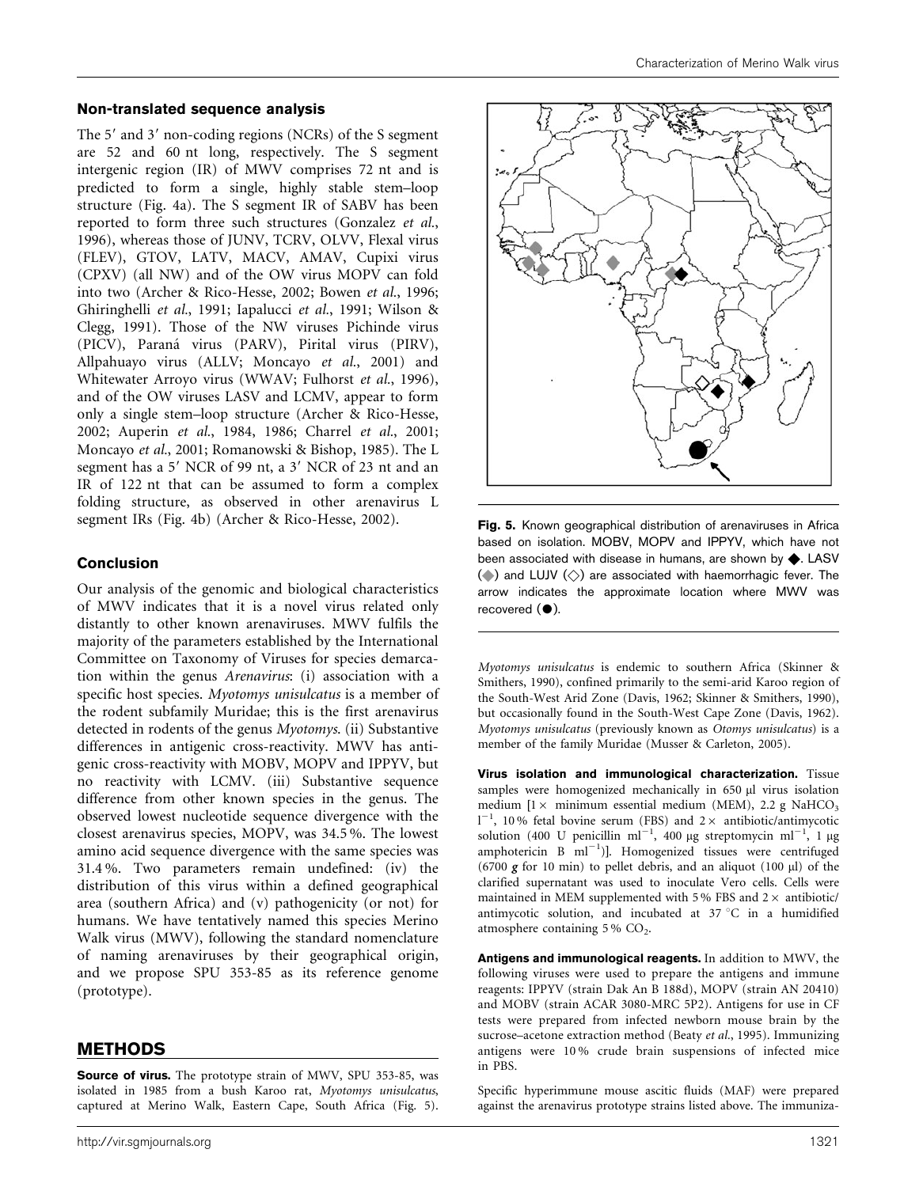### Non-translated sequence analysis

The 5′ and 3′ non-coding regions (NCRs) of the S segment are 52 and 60 nt long, respectively. The S segment intergenic region (IR) of MWV comprises 72 nt and is predicted to form a single, highly stable stem–loop structure (Fig. 4a). The S segment IR of SABV has been reported to form three such structures (Gonzalez *et al.*, 1996), whereas those of JUNV, TCRV, OLVV, Flexal virus (FLEV), GTOV, LATV, MACV, AMAV, Cupixi virus (CPXV) (all NW) and of the OW virus MOPV can fold into two (Archer & Rico-Hesse, 2002; Bowen *et al.*, 1996; Ghiringhelli *et al.*, 1991; Iapalucci *et al.*, 1991; Wilson & Clegg, 1991). Those of the NW viruses Pichinde virus (PICV), Paraná virus (PARV), Pirital virus (PIRV), Allpahuayo virus (ALLV; Moncayo *et al.*, 2001) and Whitewater Arroyo virus (WWAV; Fulhorst *et al.*, 1996), and of the OW viruses LASV and LCMV, appear to form only a single stem–loop structure (Archer & Rico-Hesse, 2002; Auperin *et al.*, 1984, 1986; Charrel *et al.*, 2001; Moncayo *et al.*, 2001; Romanowski & Bishop, 1985). The L segment has a 5′ NCR of 99 nt, a 3′ NCR of 23 nt and an IR of 122 nt that can be assumed to form a complex folding structure, as observed in other arenavirus L segment IRs (Fig. 4b) (Archer & Rico-Hesse, 2002).

### Conclusion

Our analysis of the genomic and biological characteristics of MWV indicates that it is a novel virus related only distantly to other known arenaviruses. MWV fulfils the majority of the parameters established by the International Committee on Taxonomy of Viruses for species demarcation within the genus *Arenavirus*: (i) association with a specific host species. *Myotomys unisulcatus* is a member of the rodent subfamily Muridae; this is the first arenavirus detected in rodents of the genus *Myotomys*. (ii) Substantive differences in antigenic cross-reactivity. MWV has antigenic cross-reactivity with MOBV, MOPV and IPPYV, but no reactivity with LCMV. (iii) Substantive sequence difference from other known species in the genus. The observed lowest nucleotide sequence divergence with the closest arenavirus species, MOPV, was 34.5 %. The lowest amino acid sequence divergence with the same species was 31.4 %. Two parameters remain undefined: (iv) the distribution of this virus within a defined geographical area (southern Africa) and (v) pathogenicity (or not) for humans. We have tentatively named this species Merino Walk virus (MWV), following the standard nomenclature of naming arenaviruses by their geographical origin, and we propose SPU 353-85 as its reference genome (prototype).

## METHODS

**Source of virus.** The prototype strain of MWV, SPU 353-85, was isolated in 1985 from a bush Karoo rat, *Myotomys unisulcatus*, captured at Merino Walk, Eastern Cape, South Africa (Fig. 5).

**Fig. 5.** Known geographical distribution of arenaviruses in Africa based on isolation. MOBV, MOPV and IPPYV, which have not been associated with disease in humans, are shown by ◆. LASV (◆) and LUJV (◇) are associated with haemorrhagic fever. The arrow indicates the approximate location where MWV was recovered (●).

*Myotomys unisulcatus* is endemic to southern Africa (Skinner & Smithers, 1990), confined primarily to the semi-arid Karoo region of the South-West Arid Zone (Davis, 1962; Skinner & Smithers, 1990), but occasionally found in the South-West Cape Zone (Davis, 1962). *Myotomys unisulcatus* (previously known as *Otomys unisulcatus*) is a member of the family Muridae (Musser & Carleton, 2005).

**Virus isolation and immunological characterization.** Tissue samples were homogenized mechanically in 650 μl virus isolation medium [1 × minimum essential medium (MEM), 2.2 g $NaHCO_3$ $l^{-1}$, 10 % fetal bovine serum (FBS) and 2 × antibiotic/antimycotic solution (400 U penicillin $ml^{-1}$, 400 μg streptomycin $ml^{-1}$, 1 μg amphotericin B $ml^{-1}$)]. Homogenized tissues were centrifuged (6700 ***g*** for 10 min) to pellet debris, and an aliquot (100 μl) of the clarified supernatant was used to inoculate Vero cells. Cells were maintained in MEM supplemented with 5 % FBS and 2 × antibiotic/antimycotic solution, and incubated at 37 °C in a humidified atmosphere containing 5 % $CO_2$.

**Antigens and immunological reagents.** In addition to MWV, the following viruses were used to prepare the antigens and immune reagents: IPPYV (strain Dak An B 188d), MOPV (strain AN 20410) and MOBV (strain ACAR 3080-MRC 5P2). Antigens for use in CF tests were prepared from infected newborn mouse brain by the sucrose–acetone extraction method (Beaty *et al.*, 1995). Immunizing antigens were 10 % crude brain suspensions of infected mice in PBS.

Specific hyperimmune mouse ascitic fluids (MAF) were prepared against the arenavirus prototype strains listed above. The immuniza-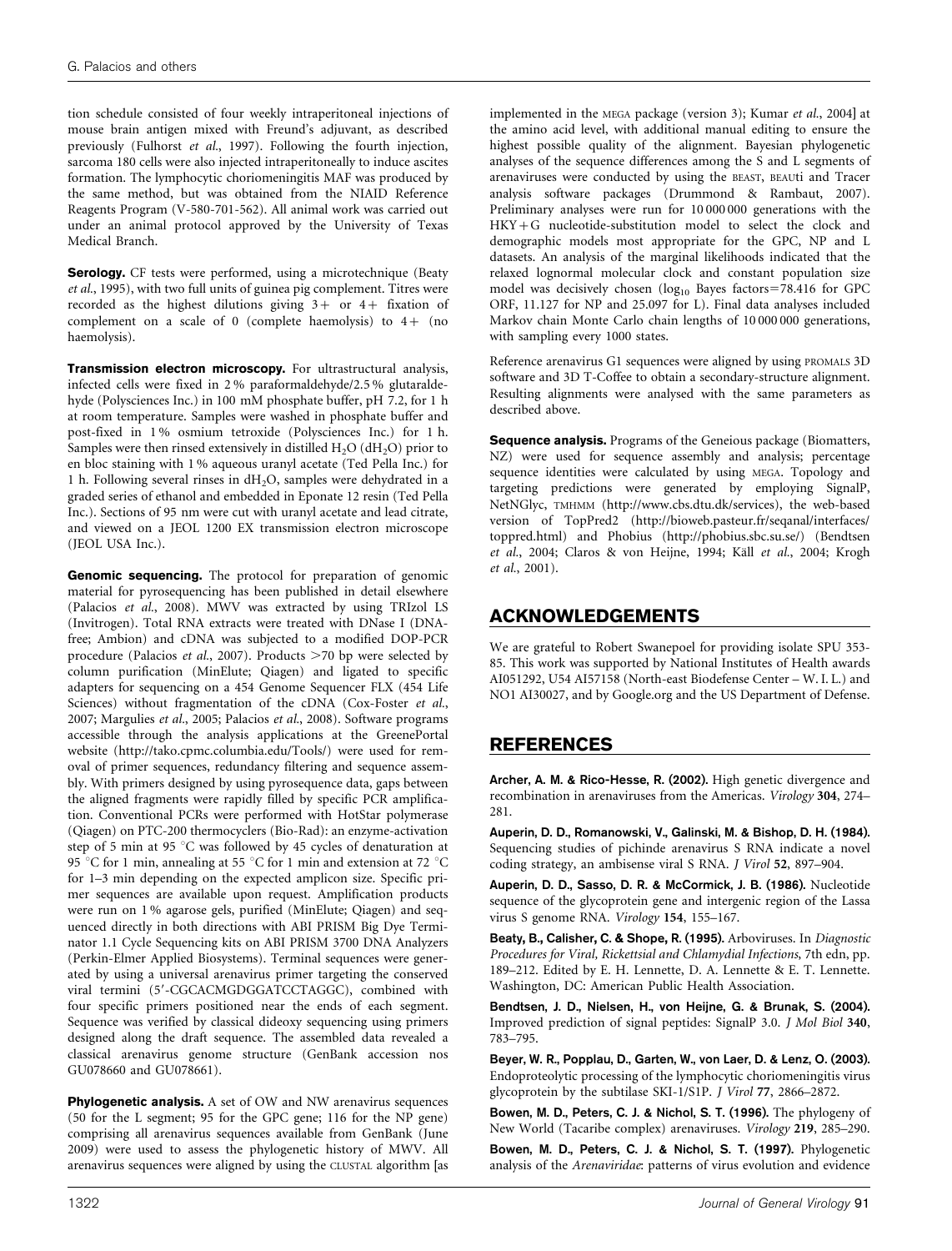tion schedule consisted of four weekly intraperitoneal injections of mouse brain antigen mixed with Freund's adjuvant, as described previously (Fulhorst *et al.*, 1997). Following the fourth injection, sarcoma 180 cells were also injected intraperitoneally to induce ascites formation. The lymphocytic choriomeningitis MAF was produced by the same method, but was obtained from the NIAID Reference Reagents Program (V-580-701-562). All animal work was carried out under an animal protocol approved by the University of Texas Medical Branch.

**Serology.** CF tests were performed, using a microtechnique (Beaty *et al.*, 1995), with two full units of guinea pig complement. Titres were recorded as the highest dilutions giving 3+ or 4+ fixation of complement on a scale of 0 (complete haemolysis) to 4+ (no haemolysis).

**Transmission electron microscopy.** For ultrastructural analysis, infected cells were fixed in 2 % paraformaldehyde/2.5 % glutaraldehyde (Polysciences Inc.) in 100 mM phosphate buffer, pH 7.2, for 1 h at room temperature. Samples were washed in phosphate buffer and post-fixed in 1 % osmium tetroxide (Polysciences Inc.) for 1 h. Samples were then rinsed extensively in distilled $H_2O$ ($dH_2O$) prior to en bloc staining with 1 % aqueous uranyl acetate (Ted Pella Inc.) for 1 h. Following several rinses in $dH_2O$, samples were dehydrated in a graded series of ethanol and embedded in Eponate 12 resin (Ted Pella Inc.). Sections of 95 nm were cut with uranyl acetate and lead citrate, and viewed on a JEOL 1200 EX transmission electron microscope (JEOL USA Inc.).

**Genomic sequencing.** The protocol for preparation of genomic material for pyrosequencing has been published in detail elsewhere (Palacios *et al.*, 2008). MWV was extracted by using TRIzol LS (Invitrogen). Total RNA extracts were treated with DNase I (DNA-free; Ambion) and cDNA was subjected to a modified DOP-PCR procedure (Palacios *et al.*, 2007). Products >70 bp were selected by column purification (MinElute; Qiagen) and ligated to specific adapters for sequencing on a 454 Genome Sequencer FLX (454 Life Sciences) without fragmentation of the cDNA (Cox-Foster *et al.*, 2007; Margulies *et al.*, 2005; Palacios *et al.*, 2008). Software programs accessible through the analysis applications at the GreenePortal website (http://tako.cpmc.columbia.edu/Tools/) were used for removal of primer sequences, redundancy filtering and sequence assembly. With primers designed by using pyrosequence data, gaps between the aligned fragments were rapidly filled by specific PCR amplification. Conventional PCRs were performed with HotStar polymerase (Qiagen) on PTC-200 thermocyclers (Bio-Rad): an enzyme-activation step of 5 min at 95 °C was followed by 45 cycles of denaturation at 95 °C for 1 min, annealing at 55 °C for 1 min and extension at 72 °C for 1–3 min depending on the expected amplicon size. Specific primer sequences are available upon request. Amplification products were run on 1 % agarose gels, purified (MinElute; Qiagen) and sequenced directly in both directions with ABI PRISM Big Dye Terminator 1.1 Cycle Sequencing kits on ABI PRISM 3700 DNA Analyzers (Perkin-Elmer Applied Biosystems). Terminal sequences were generated by using a universal arenavirus primer targeting the conserved viral termini (5′-CGCACMGDGGATCCTAGGC), combined with four specific primers positioned near the ends of each segment. Sequence was verified by classical dideoxy sequencing using primers designed along the draft sequence. The assembled data revealed a classical arenavirus genome structure (GenBank accession nos GU078660 and GU078661).

**Phylogenetic analysis.** A set of OW and NW arenavirus sequences (50 for the L segment; 95 for the GPC gene; 116 for the NP gene) comprising all arenavirus sequences available from GenBank (June 2009) were used to assess the phylogenetic history of MWV. All arenavirus sequences were aligned by using the CLUSTAL algorithm [as implemented in the MEGA package (version 3); Kumar *et al.*, 2004] at the amino acid level, with additional manual editing to ensure the highest possible quality of the alignment. Bayesian phylogenetic analyses of the sequence differences among the S and L segments of arenaviruses were conducted by using the BEAST, BEAUti and Tracer analysis software packages (Drummond & Rambaut, 2007). Preliminary analyses were run for 10 000 000 generations with the HKY+G nucleotide-substitution model to select the clock and demographic models most appropriate for the GPC, NP and L datasets. An analysis of the marginal likelihoods indicated that the relaxed lognormal molecular clock and constant population size model was decisively chosen ($\log_{10}$ Bayes factors=78.416 for GPC ORF, 11.127 for NP and 25.097 for L). Final data analyses included Markov chain Monte Carlo chain lengths of 10 000 000 generations, with sampling every 1000 states.

Reference arenavirus G1 sequences were aligned by using PROMALS 3D software and 3D T-Coffee to obtain a secondary-structure alignment. Resulting alignments were analysed with the same parameters as described above.

**Sequence analysis.** Programs of the Geneious package (Biomatters, NZ) were used for sequence assembly and analysis; percentage sequence identities were calculated by using MEGA. Topology and targeting predictions were generated by employing SignalP, NetNGlyc, TMHMM (http://www.cbs.dtu.dk/services), the web-based version of TopPred2 (http://bioweb.pasteur.fr/seqanal/interfaces/toppred.html) and Phobius (http://phobius.sbc.su.se/) (Bendtsen *et al.*, 2004; Claros & von Heijne, 1994; Käll *et al.*, 2004; Krogh *et al.*, 2001).

## ACKNOWLEDGEMENTS

We are grateful to Robert Swanepoel for providing isolate SPU 353-85. This work was supported by National Institutes of Health awards AI051292, U54 AI57158 (North-east Biodefense Center – W. I. L.) and NO1 AI30027, and by Google.org and the US Department of Defense.

## REFERENCES

**Archer, A. M. & Rico-Hesse, R. (2002).** High genetic divergence and recombination in arenaviruses from the Americas. *Virology* **304**, 274–281.

**Auperin, D. D., Romanowski, V., Galinski, M. & Bishop, D. H. (1984).** Sequencing studies of pichinde arenavirus S RNA indicate a novel coding strategy, an ambisense viral S RNA. *J Virol* **52**, 897–904.

**Auperin, D. D., Sasso, D. R. & McCormick, J. B. (1986).** Nucleotide sequence of the glycoprotein gene and intergenic region of the Lassa virus S genome RNA. *Virology* **154**, 155–167.

**Beaty, B., Calisher, C. & Shope, R. (1995).** Arboviruses. In *Diagnostic Procedures for Viral, Rickettsial and Chlamydial Infections*, 7th edn, pp. 189–212. Edited by E. H. Lennette, D. A. Lennette & E. T. Lennette. Washington, DC: American Public Health Association.

**Bendtsen, J. D., Nielsen, H., von Heijne, G. & Brunak, S. (2004).** Improved prediction of signal peptides: SignalP 3.0. *J Mol Biol* **340**, 783–795.

**Beyer, W. R., Popplau, D., Garten, W., von Laer, D. & Lenz, O. (2003).** Endoproteolytic processing of the lymphocytic choriomeningitis virus glycoprotein by the subtilase SKI-1/S1P. *J Virol* **77**, 2866–2872.

**Bowen, M. D., Peters, C. J. & Nichol, S. T. (1996).** The phylogeny of New World (Tacaribe complex) arenaviruses. *Virology* **219**, 285–290.

**Bowen, M. D., Peters, C. J. & Nichol, S. T. (1997).** Phylogenetic analysis of the *Arenaviridae*: patterns of virus evolution and evidence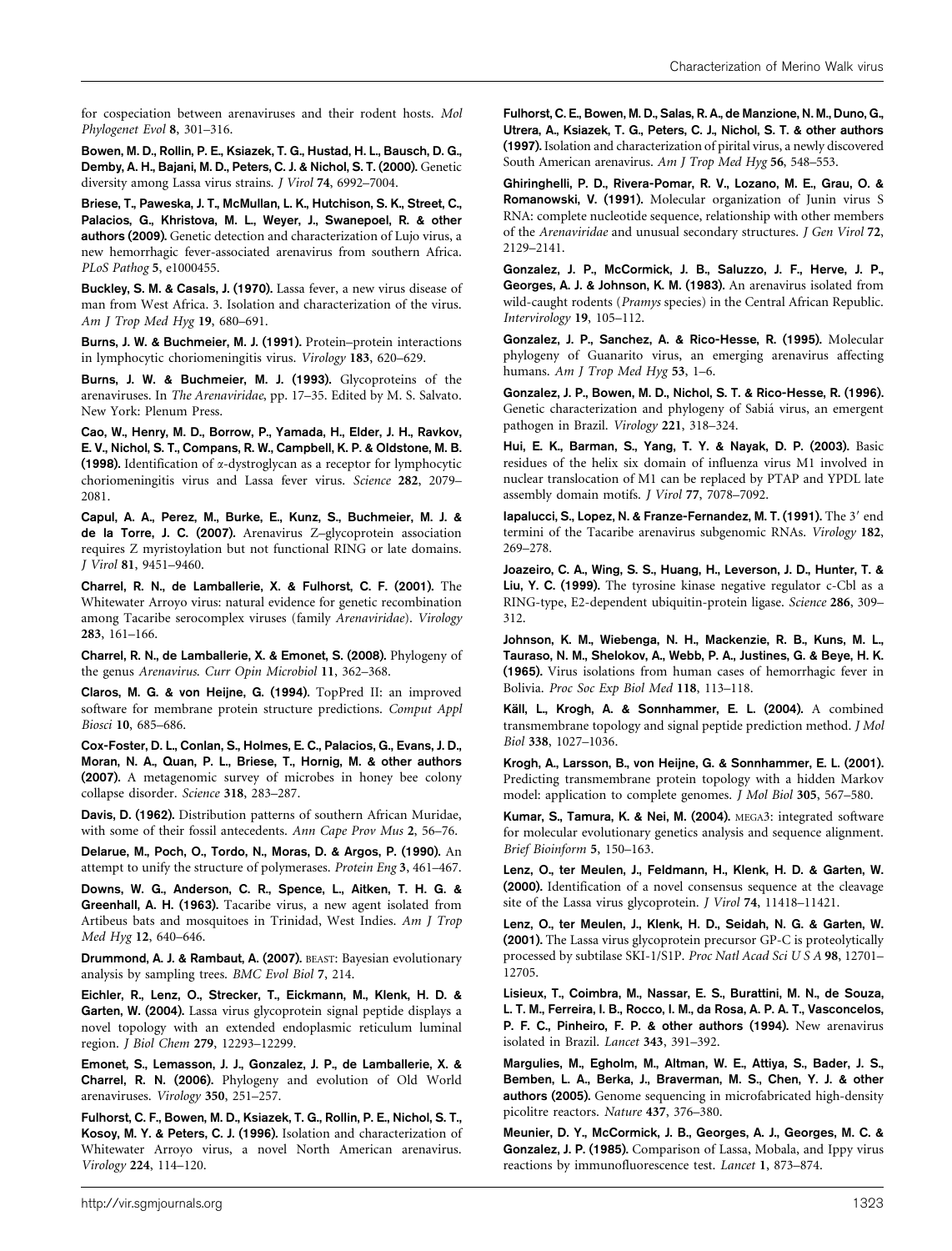for cospeciation between arenaviruses and their rodent hosts. *Mol Phylogenet Evol* **8**, 301–316.

**Bowen, M. D., Rollin, P. E., Ksiazek, T. G., Hustad, H. L., Bausch, D. G., Demby, A. H., Bajani, M. D., Peters, C. J. & Nichol, S. T. (2000).** Genetic diversity among Lassa virus strains. *J Virol* **74**, 6992–7004.

**Briese, T., Paweska, J. T., McMullan, L. K., Hutchison, S. K., Street, C., Palacios, G., Khristova, M. L., Weyer, J., Swanepoel, R. & other authors (2009).** Genetic detection and characterization of Lujo virus, a new hemorrhagic fever-associated arenavirus from southern Africa. *PLoS Pathog* **5**, e1000455.

**Buckley, S. M. & Casals, J. (1970).** Lassa fever, a new virus disease of man from West Africa. 3. Isolation and characterization of the virus. *Am J Trop Med Hyg* **19**, 680–691.

**Burns, J. W. & Buchmeier, M. J. (1991).** Protein–protein interactions in lymphocytic choriomeningitis virus. *Virology* **183**, 620–629.

**Burns, J. W. & Buchmeier, M. J. (1993).** Glycoproteins of the arenaviruses. In *The Arenaviridae*, pp. 17–35. Edited by M. S. Salvato. New York: Plenum Press.

**Cao, W., Henry, M. D., Borrow, P., Yamada, H., Elder, J. H., Ravkov, E. V., Nichol, S. T., Compans, R. W., Campbell, K. P. & Oldstone, M. B. (1998).** Identification of α-dystroglycan as a receptor for lymphocytic choriomeningitis virus and Lassa fever virus. *Science* **282**, 2079–2081.

**Capul, A. A., Perez, M., Burke, E., Kunz, S., Buchmeier, M. J. & de la Torre, J. C. (2007).** Arenavirus Z–glycoprotein association requires Z myristoylation but not functional RING or late domains. *J Virol* **81**, 9451–9460.

**Charrel, R. N., de Lamballerie, X. & Fulhorst, C. F. (2001).** The Whitewater Arroyo virus: natural evidence for genetic recombination among Tacaribe serocomplex viruses (family *Arenaviridae*). *Virology* **283**, 161–166.

**Charrel, R. N., de Lamballerie, X. & Emonet, S. (2008).** Phylogeny of the genus *Arenavirus*. *Curr Opin Microbiol* **11**, 362–368.

**Claros, M. G. & von Heijne, G. (1994).** TopPred II: an improved software for membrane protein structure predictions. *Comput Appl Biosci* **10**, 685–686.

**Cox-Foster, D. L., Conlan, S., Holmes, E. C., Palacios, G., Evans, J. D., Moran, N. A., Quan, P. L., Briese, T., Hornig, M. & other authors (2007).** A metagenomic survey of microbes in honey bee colony collapse disorder. *Science* **318**, 283–287.

**Davis, D. (1962).** Distribution patterns of southern African Muridae, with some of their fossil antecedents. *Ann Cape Prov Mus* **2**, 56–76.

**Delarue, M., Poch, O., Tordo, N., Moras, D. & Argos, P. (1990).** An attempt to unify the structure of polymerases. *Protein Eng* **3**, 461–467.

**Downs, W. G., Anderson, C. R., Spence, L., Aitken, T. H. G. & Greenhall, A. H. (1963).** Tacaribe virus, a new agent isolated from Artibeus bats and mosquitoes in Trinidad, West Indies. *Am J Trop Med Hyg* **12**, 640–646.

**Drummond, A. J. & Rambaut, A. (2007).** BEAST: Bayesian evolutionary analysis by sampling trees. *BMC Evol Biol* **7**, 214.

**Eichler, R., Lenz, O., Strecker, T., Eickmann, M., Klenk, H. D. & Garten, W. (2004).** Lassa virus glycoprotein signal peptide displays a novel topology with an extended endoplasmic reticulum luminal region. *J Biol Chem* **279**, 12293–12299.

**Emonet, S., Lemasson, J. J., Gonzalez, J. P., de Lamballerie, X. & Charrel, R. N. (2006).** Phylogeny and evolution of Old World arenaviruses. *Virology* **350**, 251–257.

**Fulhorst, C. F., Bowen, M. D., Ksiazek, T. G., Rollin, P. E., Nichol, S. T., Kosoy, M. Y. & Peters, C. J. (1996).** Isolation and characterization of Whitewater Arroyo virus, a novel North American arenavirus. *Virology* **224**, 114–120.

**Fulhorst, C. E., Bowen, M. D., Salas, R. A., de Manzione, N. M., Duno, G., Utrera, A., Ksiazek, T. G., Peters, C. J., Nichol, S. T. & other authors (1997).** Isolation and characterization of pirital virus, a newly discovered South American arenavirus. *Am J Trop Med Hyg* **56**, 548–553.

**Ghiringhelli, P. D., Rivera-Pomar, R. V., Lozano, M. E., Grau, O. & Romanowski, V. (1991).** Molecular organization of Junin virus S RNA: complete nucleotide sequence, relationship with other members of the *Arenaviridae* and unusual secondary structures. *J Gen Virol* **72**, 2129–2141.

**Gonzalez, J. P., McCormick, J. B., Saluzzo, J. F., Herve, J. P., Georges, A. J. & Johnson, K. M. (1983).** An arenavirus isolated from wild-caught rodents (*Pramys* species) in the Central African Republic. *Intervirology* **19**, 105–112.

**Gonzalez, J. P., Sanchez, A. & Rico-Hesse, R. (1995).** Molecular phylogeny of Guanarito virus, an emerging arenavirus affecting humans. *Am J Trop Med Hyg* **53**, 1–6.

**Gonzalez, J. P., Bowen, M. D., Nichol, S. T. & Rico-Hesse, R. (1996).** Genetic characterization and phylogeny of Sabiá virus, an emergent pathogen in Brazil. *Virology* **221**, 318–324.

**Hui, E. K., Barman, S., Yang, T. Y. & Nayak, D. P. (2003).** Basic residues of the helix six domain of influenza virus M1 involved in nuclear translocation of M1 can be replaced by PTAP and YPDL late assembly domain motifs. *J Virol* **77**, 7078–7092.

**Iapalucci, S., Lopez, N. & Franze-Fernandez, M. T. (1991).** The 3′ end termini of the Tacaribe arenavirus subgenomic RNAs. *Virology* **182**, 269–278.

**Joazeiro, C. A., Wing, S. S., Huang, H., Leverson, J. D., Hunter, T. & Liu, Y. C. (1999).** The tyrosine kinase negative regulator c-Cbl as a RING-type, E2-dependent ubiquitin-protein ligase. *Science* **286**, 309–312.

**Johnson, K. M., Wiebenga, N. H., Mackenzie, R. B., Kuns, M. L., Tauraso, N. M., Shelokov, A., Webb, P. A., Justines, G. & Beye, H. K. (1965).** Virus isolations from human cases of hemorrhagic fever in Bolivia. *Proc Soc Exp Biol Med* **118**, 113–118.

**Käll, L., Krogh, A. & Sonnhammer, E. L. (2004).** A combined transmembrane topology and signal peptide prediction method. *J Mol Biol* **338**, 1027–1036.

**Krogh, A., Larsson, B., von Heijne, G. & Sonnhammer, E. L. (2001).** Predicting transmembrane protein topology with a hidden Markov model: application to complete genomes. *J Mol Biol* **305**, 567–580.

**Kumar, S., Tamura, K. & Nei, M. (2004).** MEGA3: integrated software for molecular evolutionary genetics analysis and sequence alignment. *Brief Bioinform* **5**, 150–163.

**Lenz, O., ter Meulen, J., Feldmann, H., Klenk, H. D. & Garten, W. (2000).** Identification of a novel consensus sequence at the cleavage site of the Lassa virus glycoprotein. *J Virol* **74**, 11418–11421.

**Lenz, O., ter Meulen, J., Klenk, H. D., Seidah, N. G. & Garten, W. (2001).** The Lassa virus glycoprotein precursor GP-C is proteolytically processed by subtilase SKI-1/S1P. *Proc Natl Acad Sci U S A* **98**, 12701–12705.

**Lisieux, T., Coimbra, M., Nassar, E. S., Burattini, M. N., de Souza, L. T. M., Ferreira, I. B., Rocco, I. M., da Rosa, A. P. A. T., Vasconcelos, P. F. C., Pinheiro, F. P. & other authors (1994).** New arenavirus isolated in Brazil. *Lancet* **343**, 391–392.

**Margulies, M., Egholm, M., Altman, W. E., Attiya, S., Bader, J. S., Bemben, L. A., Berka, J., Braverman, M. S., Chen, Y. J. & other authors (2005).** Genome sequencing in microfabricated high-density picolitre reactors. *Nature* **437**, 376–380.

**Meunier, D. Y., McCormick, J. B., Georges, A. J., Georges, M. C. & Gonzalez, J. P. (1985).** Comparison of Lassa, Mobala, and Ippy virus reactions by immunofluorescence test. *Lancet* **1**, 873–874.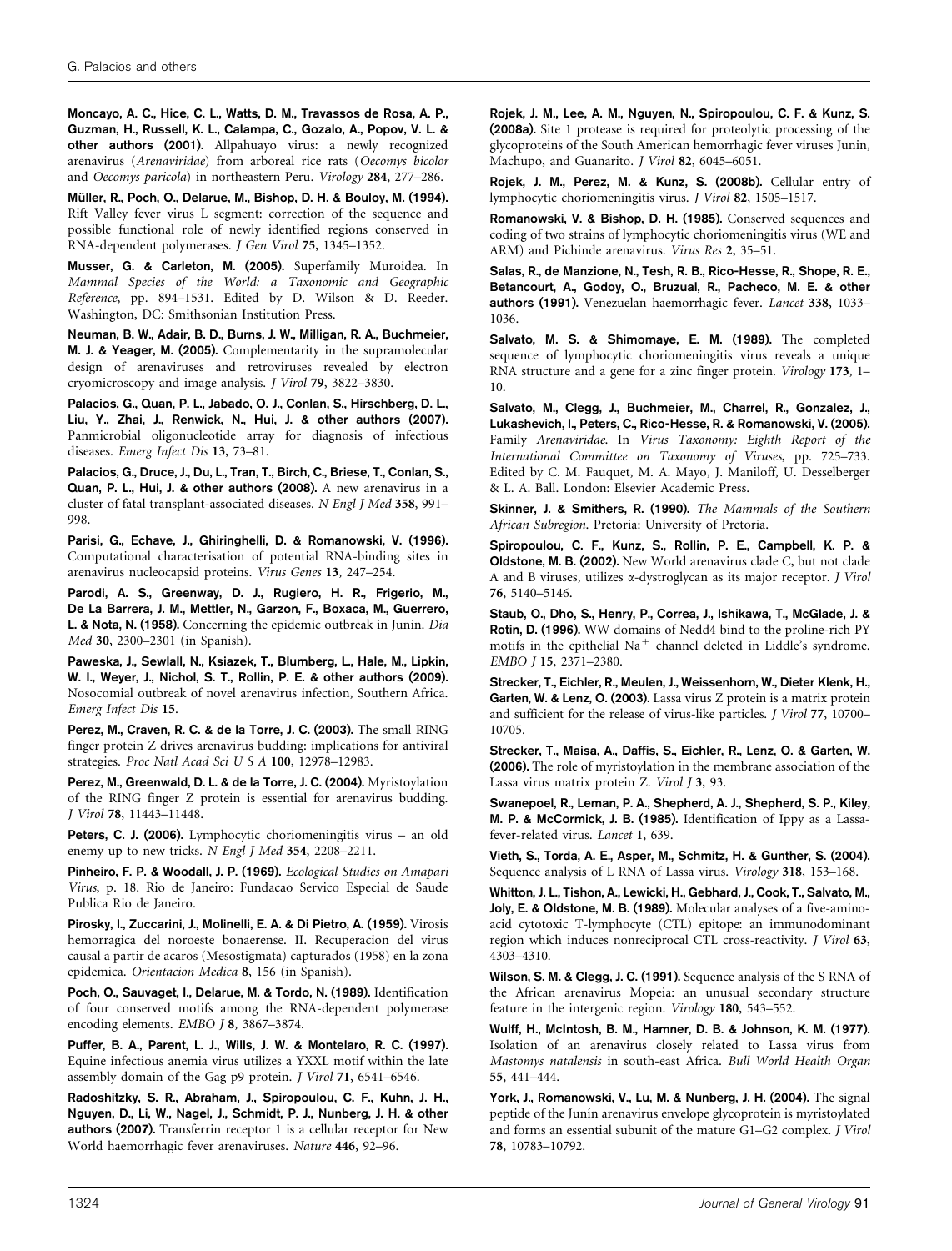**Moncayo, A. C., Hice, C. L., Watts, D. M., Travassos de Rosa, A. P., Guzman, H., Russell, K. L., Calampa, C., Gozalo, A., Popov, V. L. & other authors (2001).** Allpahuayo virus: a newly recognized arenavirus (*Arenaviridae*) from arboreal rice rats (*Oecomys bicolor* and *Oecomys paricola*) in northeastern Peru. *Virology* **284**, 277–286.

**Müller, R., Poch, O., Delarue, M., Bishop, D. H. & Bouloy, M. (1994).** Rift Valley fever virus L segment: correction of the sequence and possible functional role of newly identified regions conserved in RNA-dependent polymerases. *J Gen Virol* **75**, 1345–1352.

**Musser, G. & Carleton, M. (2005).** Superfamily Muroidea. In *Mammal Species of the World: a Taxonomic and Geographic Reference*, pp. 894–1531. Edited by D. Wilson & D. Reeder. Washington, DC: Smithsonian Institution Press.

**Neuman, B. W., Adair, B. D., Burns, J. W., Milligan, R. A., Buchmeier, M. J. & Yeager, M. (2005).** Complementarity in the supramolecular design of arenaviruses and retroviruses revealed by electron cryomicroscopy and image analysis. *J Virol* **79**, 3822–3830.

**Palacios, G., Quan, P. L., Jabado, O. J., Conlan, S., Hirschberg, D. L., Liu, Y., Zhai, J., Renwick, N., Hui, J. & other authors (2007).** Panmicrobial oligonucleotide array for diagnosis of infectious diseases. *Emerg Infect Dis* **13**, 73–81.

**Palacios, G., Druce, J., Du, L., Tran, T., Birch, C., Briese, T., Conlan, S., Quan, P. L., Hui, J. & other authors (2008).** A new arenavirus in a cluster of fatal transplant-associated diseases. *N Engl J Med* **358**, 991–998.

**Parisi, G., Echave, J., Ghiringhelli, D. & Romanowski, V. (1996).** Computational characterisation of potential RNA-binding sites in arenavirus nucleocapsid proteins. *Virus Genes* **13**, 247–254.

**Parodi, A. S., Greenway, D. J., Rugiero, H. R., Frigerio, M., De La Barrera, J. M., Mettler, N., Garzon, F., Boxaca, M., Guerrero, L. & Nota, N. (1958).** Concerning the epidemic outbreak in Junin. *Dia Med* **30**, 2300–2301 (in Spanish).

**Paweska, J., Sewlall, N., Ksiazek, T., Blumberg, L., Hale, M., Lipkin, W. I., Weyer, J., Nichol, S. T., Rollin, P. E. & other authors (2009).** Nosocomial outbreak of novel arenavirus infection, Southern Africa. *Emerg Infect Dis* **15**.

**Perez, M., Craven, R. C. & de la Torre, J. C. (2003).** The small RING finger protein Z drives arenavirus budding: implications for antiviral strategies. *Proc Natl Acad Sci U S A* **100**, 12978–12983.

**Perez, M., Greenwald, D. L. & de la Torre, J. C. (2004).** Myristoylation of the RING finger Z protein is essential for arenavirus budding. *J Virol* **78**, 11443–11448.

**Peters, C. J. (2006).** Lymphocytic choriomeningitis virus – an old enemy up to new tricks. *N Engl J Med* **354**, 2208–2211.

**Pinheiro, F. P. & Woodall, J. P. (1969).** *Ecological Studies on Amapari Virus*, p. 18. Rio de Janeiro: Fundacao Servico Especial de Saude Publica Rio de Janeiro.

**Pirosky, I., Zuccarini, J., Molinelli, E. A. & Di Pietro, A. (1959).** Virosis hemorragica del noroeste bonaerense. II. Recuperacion del virus causal a partir de acaros (Mesostigmata) capturados (1958) en la zona epidemica. *Orientacion Medica* **8**, 156 (in Spanish).

**Poch, O., Sauvaget, I., Delarue, M. & Tordo, N. (1989).** Identification of four conserved motifs among the RNA-dependent polymerase encoding elements. *EMBO J* **8**, 3867–3874.

**Puffer, B. A., Parent, L. J., Wills, J. W. & Montelaro, R. C. (1997).** Equine infectious anemia virus utilizes a YXXL motif within the late assembly domain of the Gag p9 protein. *J Virol* **71**, 6541–6546.

**Radoshitzky, S. R., Abraham, J., Spiropoulou, C. F., Kuhn, J. H., Nguyen, D., Li, W., Nagel, J., Schmidt, P. J., Nunberg, J. H. & other authors (2007).** Transferrin receptor 1 is a cellular receptor for New World haemorrhagic fever arenaviruses. *Nature* **446**, 92–96.

**Rojek, J. M., Lee, A. M., Nguyen, N., Spiropoulou, C. F. & Kunz, S. (2008a).** Site 1 protease is required for proteolytic processing of the glycoproteins of the South American hemorrhagic fever viruses Junin, Machupo, and Guanarito. *J Virol* **82**, 6045–6051.

**Rojek, J. M., Perez, M. & Kunz, S. (2008b).** Cellular entry of lymphocytic choriomeningitis virus. *J Virol* **82**, 1505–1517.

**Romanowski, V. & Bishop, D. H. (1985).** Conserved sequences and coding of two strains of lymphocytic choriomeningitis virus (WE and ARM) and Pichinde arenavirus. *Virus Res* **2**, 35–51.

**Salas, R., de Manzione, N., Tesh, R. B., Rico-Hesse, R., Shope, R. E., Betancourt, A., Godoy, O., Bruzual, R., Pacheco, M. E. & other authors (1991).** Venezuelan haemorrhagic fever. *Lancet* **338**, 1033–1036.

**Salvato, M. S. & Shimomaye, E. M. (1989).** The completed sequence of lymphocytic choriomeningitis virus reveals a unique RNA structure and a gene for a zinc finger protein. *Virology* **173**, 1–10.

**Salvato, M., Clegg, J., Buchmeier, M., Charrel, R., Gonzalez, J., Lukashevich, I., Peters, C., Rico-Hesse, R. & Romanowski, V. (2005).** Family *Arenaviridae*. In *Virus Taxonomy: Eighth Report of the International Committee on Taxonomy of Viruses*, pp. 725–733. Edited by C. M. Fauquet, M. A. Mayo, J. Maniloff, U. Desselberger & L. A. Ball. London: Elsevier Academic Press.

**Skinner, J. & Smithers, R. (1990).** *The Mammals of the Southern African Subregion*. Pretoria: University of Pretoria.

**Spiropoulou, C. F., Kunz, S., Rollin, P. E., Campbell, K. P. & Oldstone, M. B. (2002).** New World arenavirus clade C, but not clade A and B viruses, utilizes α-dystroglycan as its major receptor. *J Virol* **76**, 5140–5146.

**Staub, O., Dho, S., Henry, P., Correa, J., Ishikawa, T., McGlade, J. & Rotin, D. (1996).** WW domains of Nedd4 bind to the proline-rich PY motifs in the epithelial $Na^{+}$ channel deleted in Liddle's syndrome. *EMBO J* **15**, 2371–2380.

**Strecker, T., Eichler, R., Meulen, J., Weissenhorn, W., Dieter Klenk, H., Garten, W. & Lenz, O. (2003).** Lassa virus Z protein is a matrix protein and sufficient for the release of virus-like particles. *J Virol* **77**, 10700–10705.

**Strecker, T., Maisa, A., Daffis, S., Eichler, R., Lenz, O. & Garten, W. (2006).** The role of myristoylation in the membrane association of the Lassa virus matrix protein Z. *Virol J* **3**, 93.

**Swanepoel, R., Leman, P. A., Shepherd, A. J., Shepherd, S. P., Kiley, M. P. & McCormick, J. B. (1985).** Identification of Ippy as a Lassa-fever-related virus. *Lancet* **1**, 639.

**Vieth, S., Torda, A. E., Asper, M., Schmitz, H. & Gunther, S. (2004).** Sequence analysis of L RNA of Lassa virus. *Virology* **318**, 153–168.

**Whitton, J. L., Tishon, A., Lewicki, H., Gebhard, J., Cook, T., Salvato, M., Joly, E. & Oldstone, M. B. (1989).** Molecular analyses of a five-amino-acid cytotoxic T-lymphocyte (CTL) epitope: an immunodominant region which induces nonreciprocal CTL cross-reactivity. *J Virol* **63**, 4303–4310.

**Wilson, S. M. & Clegg, J. C. (1991).** Sequence analysis of the S RNA of the African arenavirus Mopeia: an unusual secondary structure feature in the intergenic region. *Virology* **180**, 543–552.

**Wulff, H., McIntosh, B. M., Hamner, D. B. & Johnson, K. M. (1977).** Isolation of an arenavirus closely related to Lassa virus from *Mastomys natalensis* in south-east Africa. *Bull World Health Organ* **55**, 441–444.

**York, J., Romanowski, V., Lu, M. & Nunberg, J. H. (2004).** The signal peptide of the Junín arenavirus envelope glycoprotein is myristoylated and forms an essential subunit of the mature G1–G2 complex. *J Virol* **78**, 10783–10792.